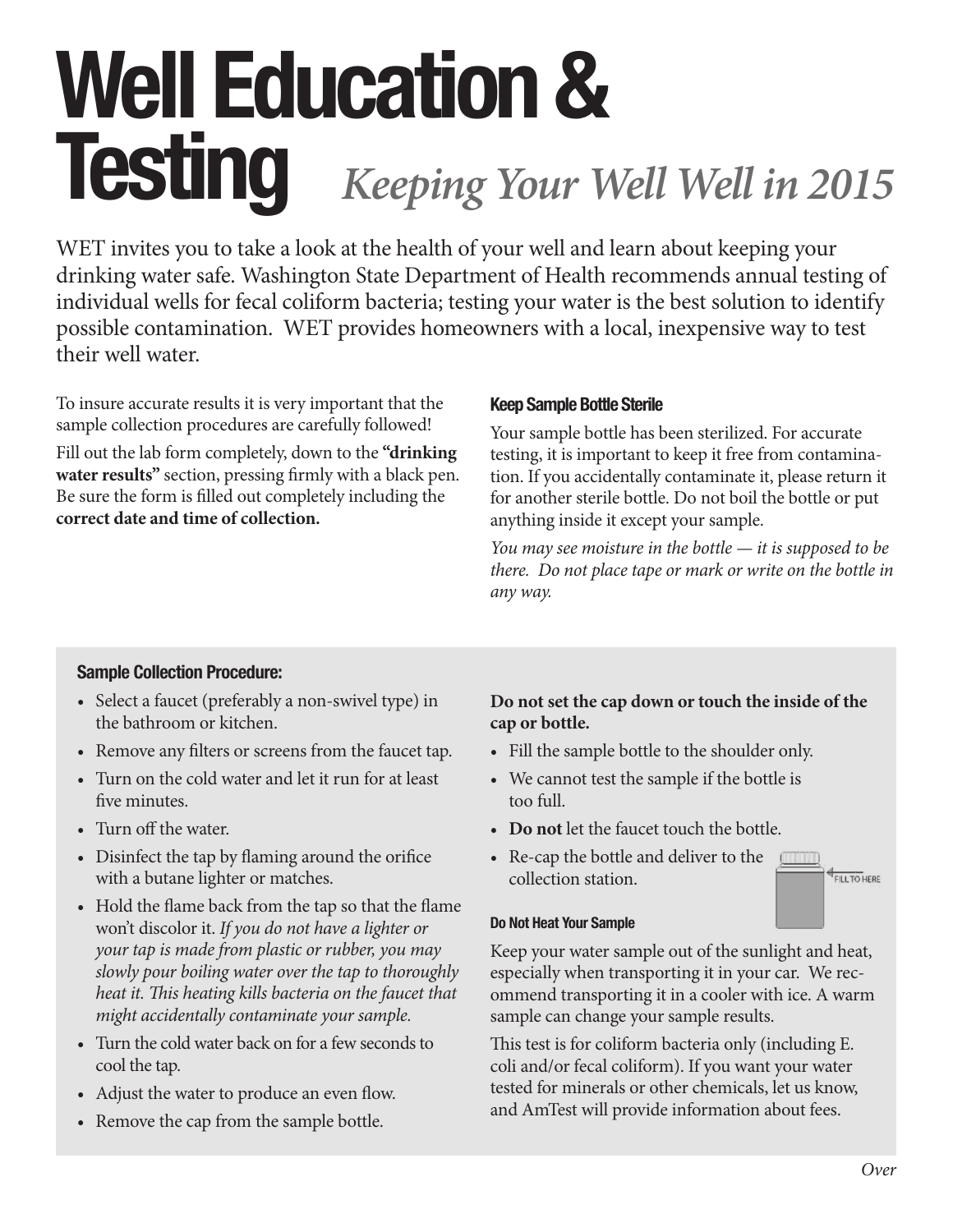# Well Education & Testing *Keeping Your Well Well in 2015*

WET invites you to take a look at the health of your well and learn about keeping your drinking water safe. Washington State Department of Health recommends annual testing of individual wells for fecal coliform bacteria; testing your water is the best solution to identify possible contamination. WET provides homeowners with a local, inexpensive way to test their well water.

To insure accurate results it is very important that the sample collection procedures are carefully followed!

Fill out the lab form completely, down to the **"drinking water results"** section, pressing firmly with a black pen. Be sure the form is filled out completely including the **correct date and time of collection.**

#### Keep Sample Bottle Sterile

Your sample bottle has been sterilized. For accurate testing, it is important to keep it free from contamination. If you accidentally contaminate it, please return it for another sterile bottle. Do not boil the bottle or put anything inside it except your sample.

*You may see moisture in the bottle — it is supposed to be there. Do not place tape or mark or write on the bottle in any way.*

#### Sample Collection Procedure:

- Select a faucet (preferably a non-swivel type) in the bathroom or kitchen.
- Remove any filters or screens from the faucet tap.
- Turn on the cold water and let it run for at least five minutes.
- Turn off the water.
- Disinfect the tap by flaming around the orifice with a butane lighter or matches.
- Hold the flame back from the tap so that the flame won't discolor it. *If you do not have a lighter or your tap is made from plastic or rubber, you may slowly pour boiling water over the tap to thoroughly heat it. This heating kills bacteria on the faucet that might accidentally contaminate your sample.*
- Turn the cold water back on for a few seconds to cool the tap.
- Adjust the water to produce an even flow.
- Remove the cap from the sample bottle.

**Do not set the cap down or touch the inside of the cap or bottle.**

- Fill the sample bottle to the shoulder only.
- We cannot test the sample if the bottle is too full.
- **Do not** let the faucet touch the bottle.
- Re-cap the bottle and deliver to the collection station.

FILL TO HERE

#### Do Not Heat Your Sample

Keep your water sample out of the sunlight and heat, especially when transporting it in your car. We recommend transporting it in a cooler with ice. A warm sample can change your sample results.

This test is for coliform bacteria only (including E. coli and/or fecal coliform). If you want your water tested for minerals or other chemicals, let us know, and AmTest will provide information about fees.

*Over*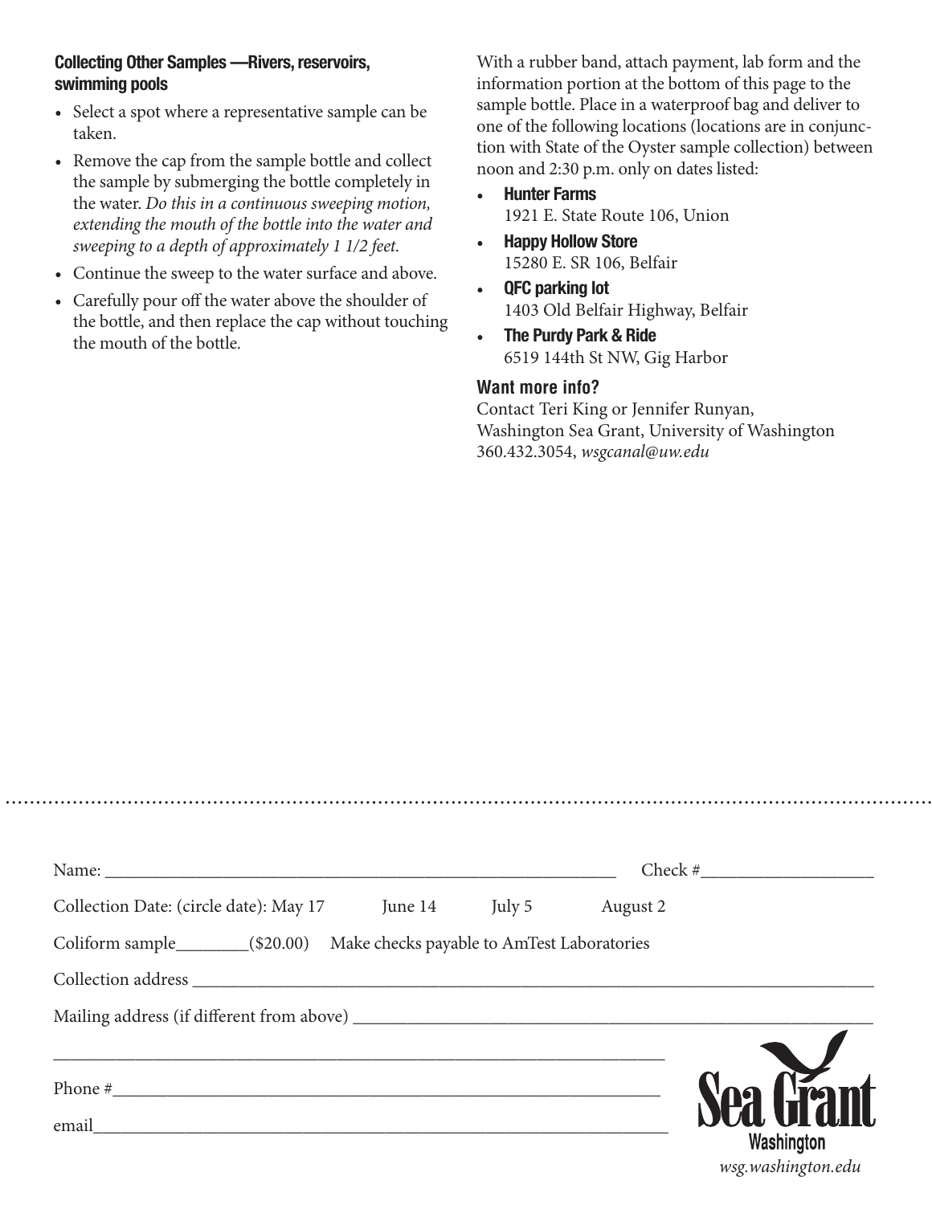**Collecting Other Samples —Rivers, reservoirs, swimming pools**

- Select a spot where a representative sample can be taken.
- Remove the cap from the sample bottle and collect the sample by submerging the bottle completely in the water. *Do this in a continuous sweeping motion, extending the mouth of the bottle into the water and sweeping to a depth of approximately 1 1/2 feet.*
- Continue the sweep to the water surface and above.
- Carefully pour off the water above the shoulder of the bottle, and then replace the cap without touching the mouth of the bottle.

With a rubber band, attach payment, lab form and the information portion at the bottom of this page to the sample bottle. Place in a waterproof bag and deliver to one of the following locations (locations are in conjunction with State of the Oyster sample collection) between noon and 2:30 p.m. only on dates listed:

- **Hunter Farms**
  1921 E. State Route 106, Union
- **Happy Hollow Store**
  15280 E. SR 106, Belfair
- **QFC parking lot**
  1403 Old Belfair Highway, Belfair
- **The Purdy Park & Ride**
  6519 144th St NW, Gig Harbor

**Want more info?**

Contact Teri King or Jennifer Runyan,
Washington Sea Grant, University of Washington
360.432.3054, *wsgcanal@uw.edu*

Name: ______________________________ Check #______________

Collection Date: (circle date): May 17 June 14 July 5 August 2

Coliform sample________($20.00) Make checks payable to AmTest Laboratories

Collection address ______________________________

Mailing address (if different from above) ______________________________

______________________________

Phone #______________________________

email______________________________

Sea Grant
Washington
*wsg.washington.edu*